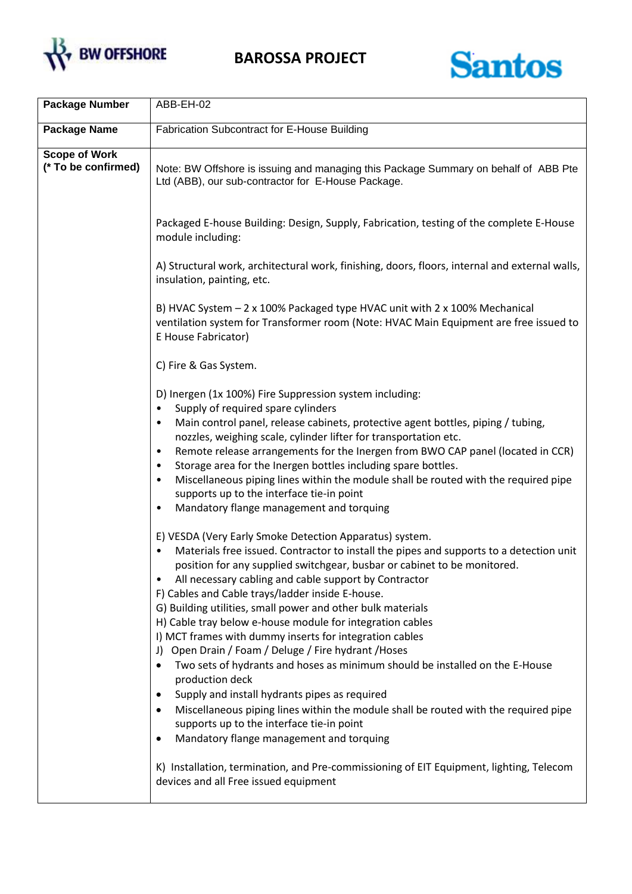BW OFFSHORE

# BAROSSA PROJECT

Santos

| Package Number | ABB-EH-02 |
|---|---|
| **Package Name** | Fabrication Subcontract for E-House Building |
| **Scope of Work (* To be confirmed)** | Note: BW Offshore is issuing and managing this Package Summary on behalf of ABB Pte Ltd (ABB), our sub-contractor for E-House Package.<br><br>Packaged E-house Building: Design, Supply, Fabrication, testing of the complete E-House module including:<br><br>A) Structural work, architectural work, finishing, doors, floors, internal and external walls, insulation, painting, etc.<br><br>B) HVAC System – 2 x 100% Packaged type HVAC unit with 2 x 100% Mechanical ventilation system for Transformer room (Note: HVAC Main Equipment are free issued to E House Fabricator)<br><br>C) Fire & Gas System.<br><br>D) Inergen (1x 100%) Fire Suppression system including:<br>• Supply of required spare cylinders<br>• Main control panel, release cabinets, protective agent bottles, piping / tubing, nozzles, weighing scale, cylinder lifter for transportation etc.<br>• Remote release arrangements for the Inergen from BWO CAP panel (located in CCR)<br>• Storage area for the Inergen bottles including spare bottles.<br>• Miscellaneous piping lines within the module shall be routed with the required pipe supports up to the interface tie-in point<br>• Mandatory flange management and torquing<br><br>E) VESDA (Very Early Smoke Detection Apparatus) system.<br>• Materials free issued. Contractor to install the pipes and supports to a detection unit position for any supplied switchgear, busbar or cabinet to be monitored.<br>• All necessary cabling and cable support by Contractor<br>F) Cables and Cable trays/ladder inside E-house.<br>G) Building utilities, small power and other bulk materials<br>H) Cable tray below e-house module for integration cables<br>I) MCT frames with dummy inserts for integration cables<br>J) Open Drain / Foam / Deluge / Fire hydrant /Hoses<br>• Two sets of hydrants and hoses as minimum should be installed on the E-House production deck<br>• Supply and install hydrants pipes as required<br>• Miscellaneous piping lines within the module shall be routed with the required pipe supports up to the interface tie-in point<br>• Mandatory flange management and torquing<br><br>K) Installation, termination, and Pre-commissioning of EIT Equipment, lighting, Telecom devices and all Free issued equipment |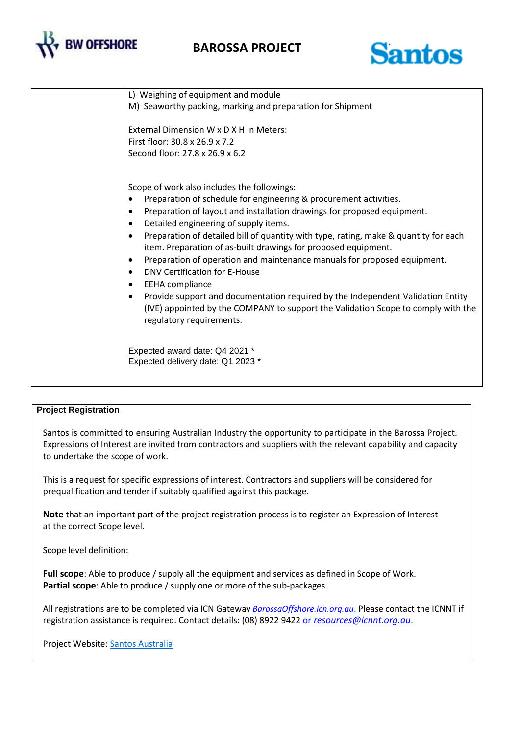| | |
|---|---|
| | L) Weighing of equipment and module<br>M) Seaworthy packing, marking and preparation for Shipment<br><br>External Dimension W x D X H in Meters:<br>First floor: 30.8 x 26.9 x 7.2<br>Second floor: 27.8 x 26.9 x 6.2<br><br>Scope of work also includes the followings:<br>• Preparation of schedule for engineering & procurement activities.<br>• Preparation of layout and installation drawings for proposed equipment.<br>• Detailed engineering of supply items.<br>• Preparation of detailed bill of quantity with type, rating, make & quantity for each item. Preparation of as-built drawings for proposed equipment.<br>• Preparation of operation and maintenance manuals for proposed equipment.<br>• DNV Certification for E-House<br>• EEHA compliance<br>• Provide support and documentation required by the Independent Validation Entity (IVE) appointed by the COMPANY to support the Validation Scope to comply with the regulatory requirements.<br><br>Expected award date: Q4 2021 *<br>Expected delivery date: Q1 2023 * |

**Project Registration**

Santos is committed to ensuring Australian Industry the opportunity to participate in the Barossa Project. Expressions of Interest are invited from contractors and suppliers with the relevant capability and capacity to undertake the scope of work.

This is a request for specific expressions of interest. Contractors and suppliers will be considered for prequalification and tender if suitably qualified against this package.

**Note** that an important part of the project registration process is to register an Expression of Interest at the correct Scope level.

Scope level definition:

**Full scope**: Able to produce / supply all the equipment and services as defined in Scope of Work.
**Partial scope**: Able to produce / supply one or more of the sub-packages.

All registrations are to be completed via ICN Gateway *BarossaOffshore.icn.org.au*. Please contact the ICNNT if registration assistance is required. Contact details: (08) 8922 9422 or *resources@icnnt.org.au*.

Project Website: Santos Australia